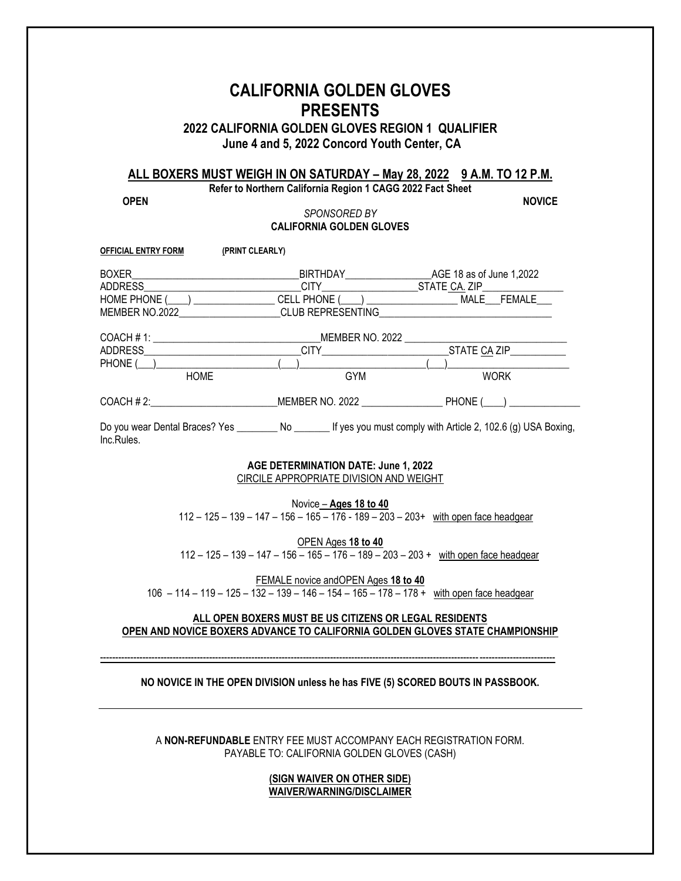# CALIFORNIA GOLDEN GLOVES PRESENTS

## 2022 CALIFORNIA GOLDEN GLOVES REGION 1 QUALIFIER

### June 4 and 5, 2022 Concord Youth Center, CA

**ALL BOXERS MUST WEIGH IN ON SATURDAY – May 28, 2022 9 A.M. TO 12 P.M.**

**Refer to Northern California Region 1 CAGG 2022 Fact Sheet**

**OPEN** **NOVICE**

*SPONSORED BY*

**CALIFORNIA GOLDEN GLOVES**

**OFFICIAL ENTRY FORM** **(PRINT CLEARLY)**

BOXER_________________________________BIRTHDAY_________________AGE 18 as of June 1,2022

ADDRESS_______________________________CITY__________________STATE CA. ZIP________________

HOME PHONE (____) _______________ CELL PHONE (____) _________________ MALE___FEMALE___

MEMBER NO.2022___________________CLUB REPRESENTING_________________________________

COACH # 1: _________________________________MEMBER NO. 2022 _______________________________

ADDRESS____________________________CITY________________________STATE CA ZIP___________

PHONE (___)______________________(___)_______________________(___)_______________________

HOME GYM WORK

COACH # 2:________________________MEMBER NO. 2022 _______________ PHONE (____) ______________

Do you wear Dental Braces? Yes ________ No _______ If yes you must comply with Article 2, 102.6 (g) USA Boxing, Inc.Rules.

**AGE DETERMINATION DATE: June 1, 2022**

CIRCILE APPROPRIATE DIVISION AND WEIGHT

Novice – **Ages 18 to 40**

112 – 125 – 139 – 147 – 156 – 165 – 176 - 189 – 203 – 203+ with open face headgear

OPEN Ages **18 to 40**

112 – 125 – 139 – 147 – 156 – 165 – 176 – 189 – 203 – 203 + with open face headgear

FEMALE novice andOPEN Ages **18 to 40**

106 – 114 – 119 – 125 – 132 – 139 – 146 – 154 – 165 – 178 – 178 + with open face headgear

**ALL OPEN BOXERS MUST BE US CITIZENS OR LEGAL RESIDENTS**

**OPEN AND NOVICE BOXERS ADVANCE TO CALIFORNIA GOLDEN GLOVES STATE CHAMPIONSHIP**

---

**NO NOVICE IN THE OPEN DIVISION unless he has FIVE (5) SCORED BOUTS IN PASSBOOK.**

---

A **NON-REFUNDABLE** ENTRY FEE MUST ACCOMPANY EACH REGISTRATION FORM.
PAYABLE TO: CALIFORNIA GOLDEN GLOVES (CASH)

**(SIGN WAIVER ON OTHER SIDE)**

**WAIVER/WARNING/DISCLAIMER**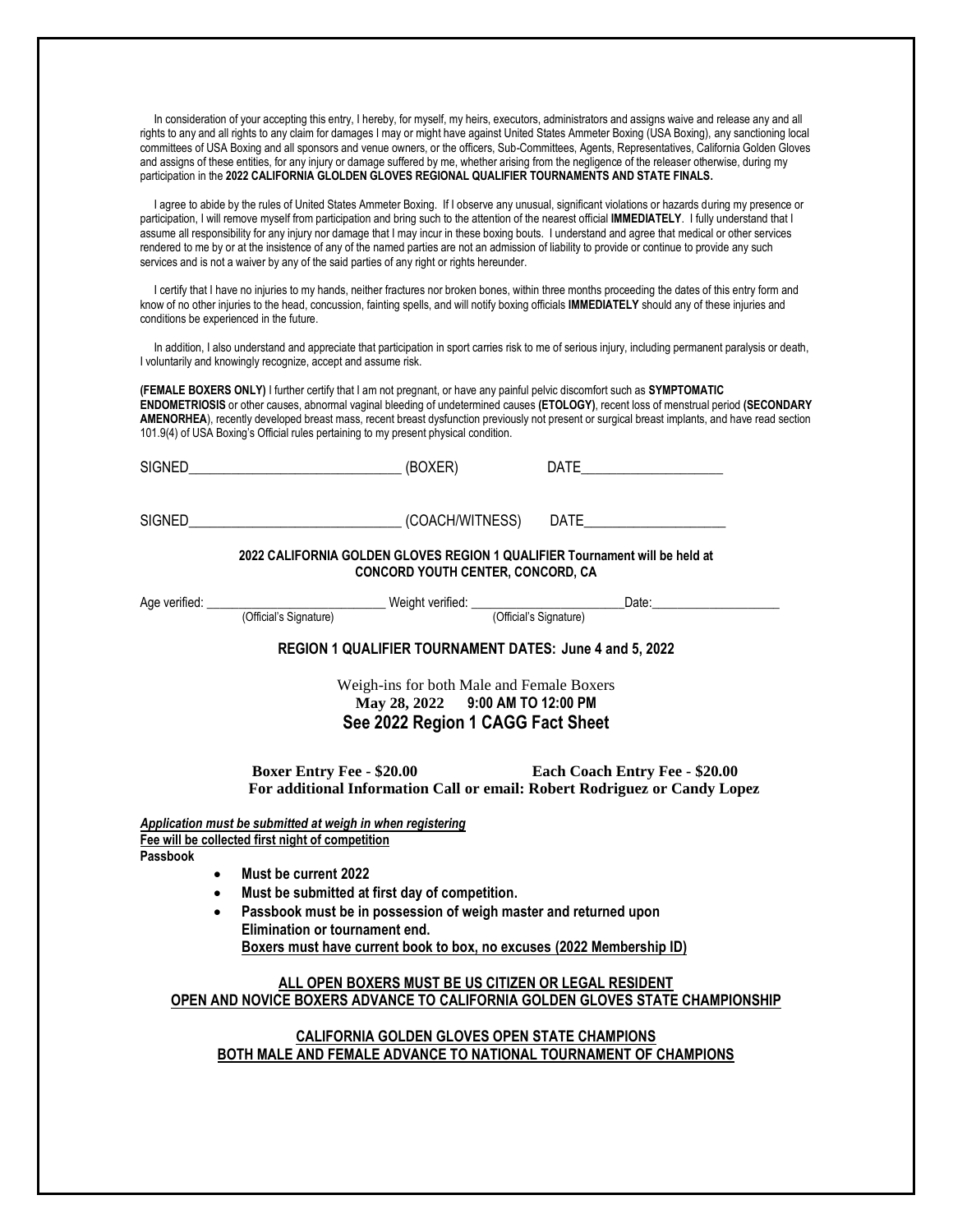In consideration of your accepting this entry, I hereby, for myself, my heirs, executors, administrators and assigns waive and release any and all rights to any and all rights to any claim for damages I may or might have against United States Ammeter Boxing (USA Boxing), any sanctioning local committees of USA Boxing and all sponsors and venue owners, or the officers, Sub-Committees, Agents, Representatives, California Golden Gloves and assigns of these entities, for any injury or damage suffered by me, whether arising from the negligence of the releaser otherwise, during my participation in the **2022 CALIFORNIA GLOLDEN GLOVES REGIONAL QUALIFIER TOURNAMENTS AND STATE FINALS.**

I agree to abide by the rules of United States Ammeter Boxing. If I observe any unusual, significant violations or hazards during my presence or participation, I will remove myself from participation and bring such to the attention of the nearest official **IMMEDIATELY**. I fully understand that I assume all responsibility for any injury nor damage that I may incur in these boxing bouts. I understand and agree that medical or other services rendered to me by or at the insistence of any of the named parties are not an admission of liability to provide or continue to provide any such services and is not a waiver by any of the said parties of any right or rights hereunder.

I certify that I have no injuries to my hands, neither fractures nor broken bones, within three months proceeding the dates of this entry form and know of no other injuries to the head, concussion, fainting spells, and will notify boxing officials **IMMEDIATELY** should any of these injuries and conditions be experienced in the future.

In addition, I also understand and appreciate that participation in sport carries risk to me of serious injury, including permanent paralysis or death, I voluntarily and knowingly recognize, accept and assume risk.

**(FEMALE BOXERS ONLY)** I further certify that I am not pregnant, or have any painful pelvic discomfort such as **SYMPTOMATIC ENDOMETRIOSIS** or other causes, abnormal vaginal bleeding of undetermined causes **(ETOLOGY)**, recent loss of menstrual period **(SECONDARY AMENORHEA**), recently developed breast mass, recent breast dysfunction previously not present or surgical breast implants, and have read section 101.9(4) of USA Boxing's Official rules pertaining to my present physical condition.

SIGNED______________________________ (BOXER) DATE____________________

SIGNED______________________________ (COACH/WITNESS) DATE____________________

**2022 CALIFORNIA GOLDEN GLOVES REGION 1 QUALIFIER Tournament will be held at**
**CONCORD YOUTH CENTER, CONCORD, CA**

Age verified: ___________________________ Weight verified: ________________________Date:____________________
(Official's Signature) (Official's Signature)

**REGION 1 QUALIFIER TOURNAMENT DATES: June 4 and 5, 2022**

Weigh-ins for both Male and Female Boxers
**May 28, 2022 9:00 AM TO 12:00 PM**
**See 2022 Region 1 CAGG Fact Sheet**

**Boxer Entry Fee - $20.00** **Each Coach Entry Fee - $20.00**
**For additional Information Call or email: Robert Rodriguez or Candy Lopez**

***Application must be submitted at weigh in when registering***
**Fee will be collected first night of competition**
**Passbook**

- **Must be current 2022**
- **Must be submitted at first day of competition.**
- **Passbook must be in possession of weigh master and returned upon Elimination or tournament end.**
  **Boxers must have current book to box, no excuses (2022 Membership ID)**

**ALL OPEN BOXERS MUST BE US CITIZEN OR LEGAL RESIDENT**
**OPEN AND NOVICE BOXERS ADVANCE TO CALIFORNIA GOLDEN GLOVES STATE CHAMPIONSHIP**

**CALIFORNIA GOLDEN GLOVES OPEN STATE CHAMPIONS**
**BOTH MALE AND FEMALE ADVANCE TO NATIONAL TOURNAMENT OF CHAMPIONS**